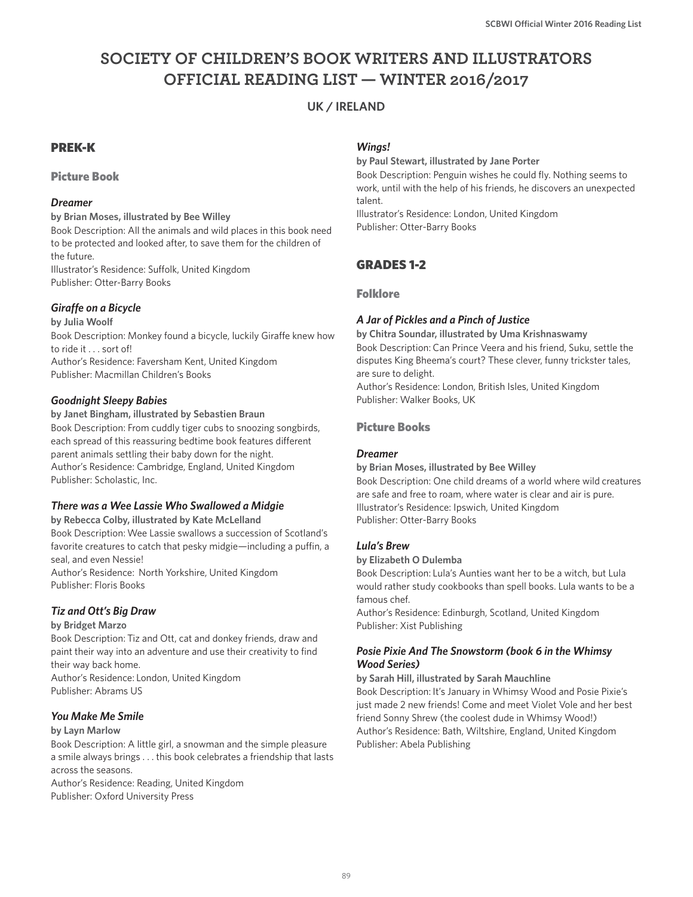# SOCIETY OF CHILDREN'S BOOK WRITERS AND ILLUSTRATORS OFFICIAL READING LIST — WINTER 2016/2017

## UK / IRELAND

## PREK-K

### Picture Book

#### *Dreamer*

**by Brian Moses, illustrated by Bee Willey**

Book Description: All the animals and wild places in this book need to be protected and looked after, to save them for the children of the future.

Illustrator's Residence: Suffolk, United Kingdom

Publisher: Otter-Barry Books

#### *Giraffe on a Bicycle*

**by Julia Woolf**

Book Description: Monkey found a bicycle, luckily Giraffe knew how to ride it . . . sort of!

Author's Residence: Faversham Kent, United Kingdom

Publisher: Macmillan Children's Books

#### *Goodnight Sleepy Babies*

**by Janet Bingham, illustrated by Sebastien Braun**

Book Description: From cuddly tiger cubs to snoozing songbirds, each spread of this reassuring bedtime book features different parent animals settling their baby down for the night.

Author's Residence: Cambridge, England, United Kingdom

Publisher: Scholastic, Inc.

#### *There was a Wee Lassie Who Swallowed a Midgie*

**by Rebecca Colby, illustrated by Kate McLelland**

Book Description: Wee Lassie swallows a succession of Scotland's favorite creatures to catch that pesky midgie—including a puffin, a seal, and even Nessie!

Author's Residence: North Yorkshire, United Kingdom

Publisher: Floris Books

#### *Tiz and Ott's Big Draw*

**by Bridget Marzo**

Book Description: Tiz and Ott, cat and donkey friends, draw and paint their way into an adventure and use their creativity to find their way back home.

Author's Residence: London, United Kingdom

Publisher: Abrams US

#### *You Make Me Smile*

**by Layn Marlow**

Book Description: A little girl, a snowman and the simple pleasure a smile always brings . . . this book celebrates a friendship that lasts across the seasons.

Author's Residence: Reading, United Kingdom

Publisher: Oxford University Press

#### *Wings!*

**by Paul Stewart, illustrated by Jane Porter**

Book Description: Penguin wishes he could fly. Nothing seems to work, until with the help of his friends, he discovers an unexpected talent.

Illustrator's Residence: London, United Kingdom

Publisher: Otter-Barry Books

## GRADES 1-2

### Folklore

#### *A Jar of Pickles and a Pinch of Justice*

**by Chitra Soundar, illustrated by Uma Krishnaswamy**

Book Description: Can Prince Veera and his friend, Suku, settle the disputes King Bheema's court? These clever, funny trickster tales, are sure to delight.

Author's Residence: London, British Isles, United Kingdom

Publisher: Walker Books, UK

### Picture Books

#### *Dreamer*

**by Brian Moses, illustrated by Bee Willey**

Book Description: One child dreams of a world where wild creatures are safe and free to roam, where water is clear and air is pure.

Illustrator's Residence: Ipswich, United Kingdom

Publisher: Otter-Barry Books

#### *Lula's Brew*

**by Elizabeth O Dulemba**

Book Description: Lula's Aunties want her to be a witch, but Lula would rather study cookbooks than spell books. Lula wants to be a famous chef.

Author's Residence: Edinburgh, Scotland, United Kingdom

Publisher: Xist Publishing

#### *Posie Pixie And The Snowstorm (book 6 in the Whimsy Wood Series)*

**by Sarah Hill, illustrated by Sarah Mauchline**

Book Description: It's January in Whimsy Wood and Posie Pixie's just made 2 new friends! Come and meet Violet Vole and her best friend Sonny Shrew (the coolest dude in Whimsy Wood!)

Author's Residence: Bath, Wiltshire, England, United Kingdom

Publisher: Abela Publishing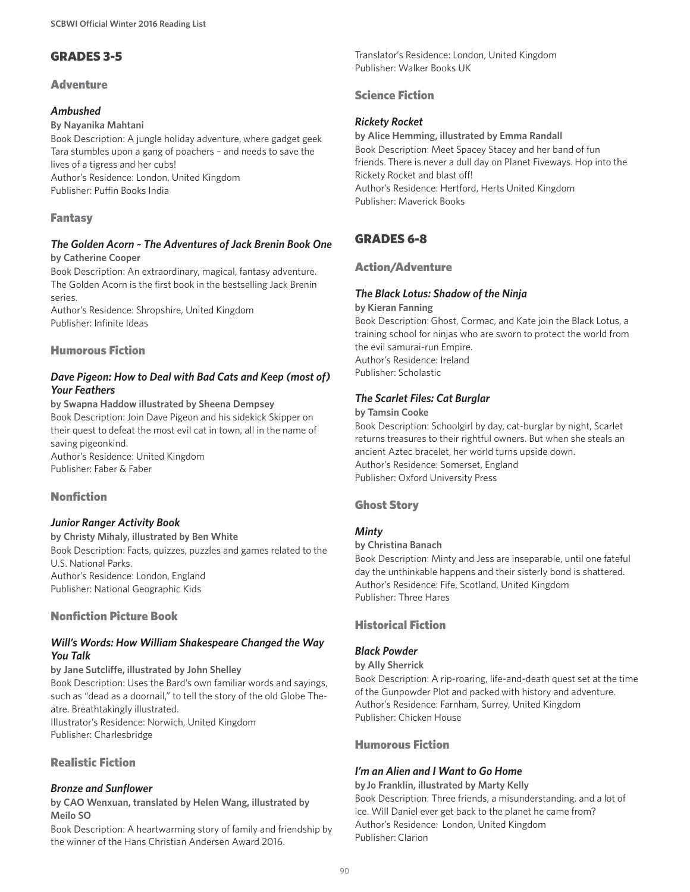## GRADES 3-5

### Adventure

#### *Ambushed*

**By Nayanika Mahtani**

Book Description: A jungle holiday adventure, where gadget geek Tara stumbles upon a gang of poachers – and needs to save the lives of a tigress and her cubs!

Author's Residence: London, United Kingdom

Publisher: Puffin Books India

### Fantasy

#### *The Golden Acorn ~ The Adventures of Jack Brenin Book One*

**by Catherine Cooper**

Book Description: An extraordinary, magical, fantasy adventure. The Golden Acorn is the first book in the bestselling Jack Brenin series.

Author's Residence: Shropshire, United Kingdom

Publisher: Infinite Ideas

### Humorous Fiction

#### *Dave Pigeon: How to Deal with Bad Cats and Keep (most of) Your Feathers*

**by Swapna Haddow illustrated by Sheena Dempsey**

Book Description: Join Dave Pigeon and his sidekick Skipper on their quest to defeat the most evil cat in town, all in the name of saving pigeonkind.

Author's Residence: United Kingdom

Publisher: Faber & Faber

### Nonfiction

#### *Junior Ranger Activity Book*

**by Christy Mihaly, illustrated by Ben White**

Book Description: Facts, quizzes, puzzles and games related to the U.S. National Parks.

Author's Residence: London, England

Publisher: National Geographic Kids

### Nonfiction Picture Book

#### *Will's Words: How William Shakespeare Changed the Way You Talk*

**by Jane Sutcliffe, illustrated by John Shelley**

Book Description: Uses the Bard's own familiar words and sayings, such as "dead as a doornail," to tell the story of the old Globe Theatre. Breathtakingly illustrated.

Illustrator's Residence: Norwich, United Kingdom

Publisher: Charlesbridge

### Realistic Fiction

#### *Bronze and Sunflower*

**by CAO Wenxuan, translated by Helen Wang, illustrated by Meilo SO**

Book Description: A heartwarming story of family and friendship by the winner of the Hans Christian Andersen Award 2016.

Translator's Residence: London, United Kingdom

Publisher: Walker Books UK

### Science Fiction

#### *Rickety Rocket*

**by Alice Hemming, illustrated by Emma Randall**

Book Description: Meet Spacey Stacey and her band of fun friends. There is never a dull day on Planet Fiveways. Hop into the Rickety Rocket and blast off!

Author's Residence: Hertford, Herts United Kingdom

Publisher: Maverick Books

## GRADES 6-8

### Action/Adventure

#### *The Black Lotus: Shadow of the Ninja*

**by Kieran Fanning**

Book Description: Ghost, Cormac, and Kate join the Black Lotus, a training school for ninjas who are sworn to protect the world from the evil samurai-run Empire.

Author's Residence: Ireland

Publisher: Scholastic

#### *The Scarlet Files: Cat Burglar*

**by Tamsin Cooke**

Book Description: Schoolgirl by day, cat-burglar by night, Scarlet returns treasures to their rightful owners. But when she steals an ancient Aztec bracelet, her world turns upside down.

Author's Residence: Somerset, England

Publisher: Oxford University Press

### Ghost Story

#### *Minty*

**by Christina Banach**

Book Description: Minty and Jess are inseparable, until one fateful day the unthinkable happens and their sisterly bond is shattered.

Author's Residence: Fife, Scotland, United Kingdom

Publisher: Three Hares

### Historical Fiction

#### *Black Powder*

**by Ally Sherrick**

Book Description: A rip-roaring, life-and-death quest set at the time of the Gunpowder Plot and packed with history and adventure.

Author's Residence: Farnham, Surrey, United Kingdom

Publisher: Chicken House

### Humorous Fiction

#### *I'm an Alien and I Want to Go Home*

**by Jo Franklin, illustrated by Marty Kelly**

Book Description: Three friends, a misunderstanding, and a lot of ice. Will Daniel ever get back to the planet he came from?

Author's Residence: London, United Kingdom

Publisher: Clarion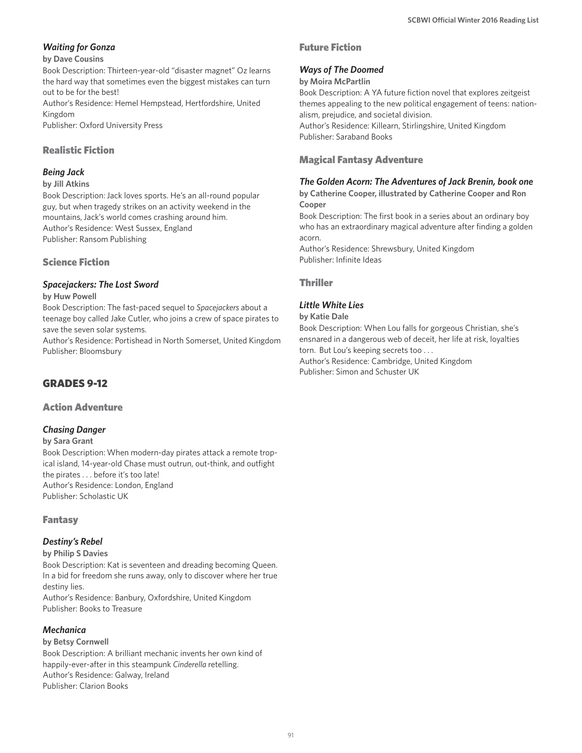### *Waiting for Gonza*

**by Dave Cousins**

Book Description: Thirteen-year-old "disaster magnet" Oz learns the hard way that sometimes even the biggest mistakes can turn out to be for the best!
Author's Residence: Hemel Hempstead, Hertfordshire, United Kingdom
Publisher: Oxford University Press

## Realistic Fiction

### *Being Jack*

**by Jill Atkins**

Book Description: Jack loves sports. He's an all-round popular guy, but when tragedy strikes on an activity weekend in the mountains, Jack's world comes crashing around him.
Author's Residence: West Sussex, England
Publisher: Ransom Publishing

## Science Fiction

### *Spacejackers: The Lost Sword*

**by Huw Powell**

Book Description: The fast-paced sequel to *Spacejackers* about a teenage boy called Jake Cutler, who joins a crew of space pirates to save the seven solar systems.
Author's Residence: Portishead in North Somerset, United Kingdom
Publisher: Bloomsbury

# GRADES 9-12

## Action Adventure

### *Chasing Danger*

**by Sara Grant**

Book Description: When modern-day pirates attack a remote tropical island, 14-year-old Chase must outrun, out-think, and outfight the pirates . . . before it's too late!
Author's Residence: London, England
Publisher: Scholastic UK

## Fantasy

### *Destiny's Rebel*

**by Philip S Davies**

Book Description: Kat is seventeen and dreading becoming Queen. In a bid for freedom she runs away, only to discover where her true destiny lies.
Author's Residence: Banbury, Oxfordshire, United Kingdom
Publisher: Books to Treasure

### *Mechanica*

**by Betsy Cornwell**

Book Description: A brilliant mechanic invents her own kind of happily-ever-after in this steampunk *Cinderella* retelling.
Author's Residence: Galway, Ireland
Publisher: Clarion Books

## Future Fiction

### *Ways of The Doomed*

**by Moira McPartlin**

Book Description: A YA future fiction novel that explores zeitgeist themes appealing to the new political engagement of teens: nationalism, prejudice, and societal division.
Author's Residence: Killearn, Stirlingshire, United Kingdom
Publisher: Saraband Books

## Magical Fantasy Adventure

### *The Golden Acorn: The Adventures of Jack Brenin, book one*

**by Catherine Cooper, illustrated by Catherine Cooper and Ron Cooper**

Book Description: The first book in a series about an ordinary boy who has an extraordinary magical adventure after finding a golden acorn.
Author's Residence: Shrewsbury, United Kingdom
Publisher: Infinite Ideas

## Thriller

### *Little White Lies*

**by Katie Dale**

Book Description: When Lou falls for gorgeous Christian, she's ensnared in a dangerous web of deceit, her life at risk, loyalties torn. But Lou's keeping secrets too . . .
Author's Residence: Cambridge, United Kingdom
Publisher: Simon and Schuster UK